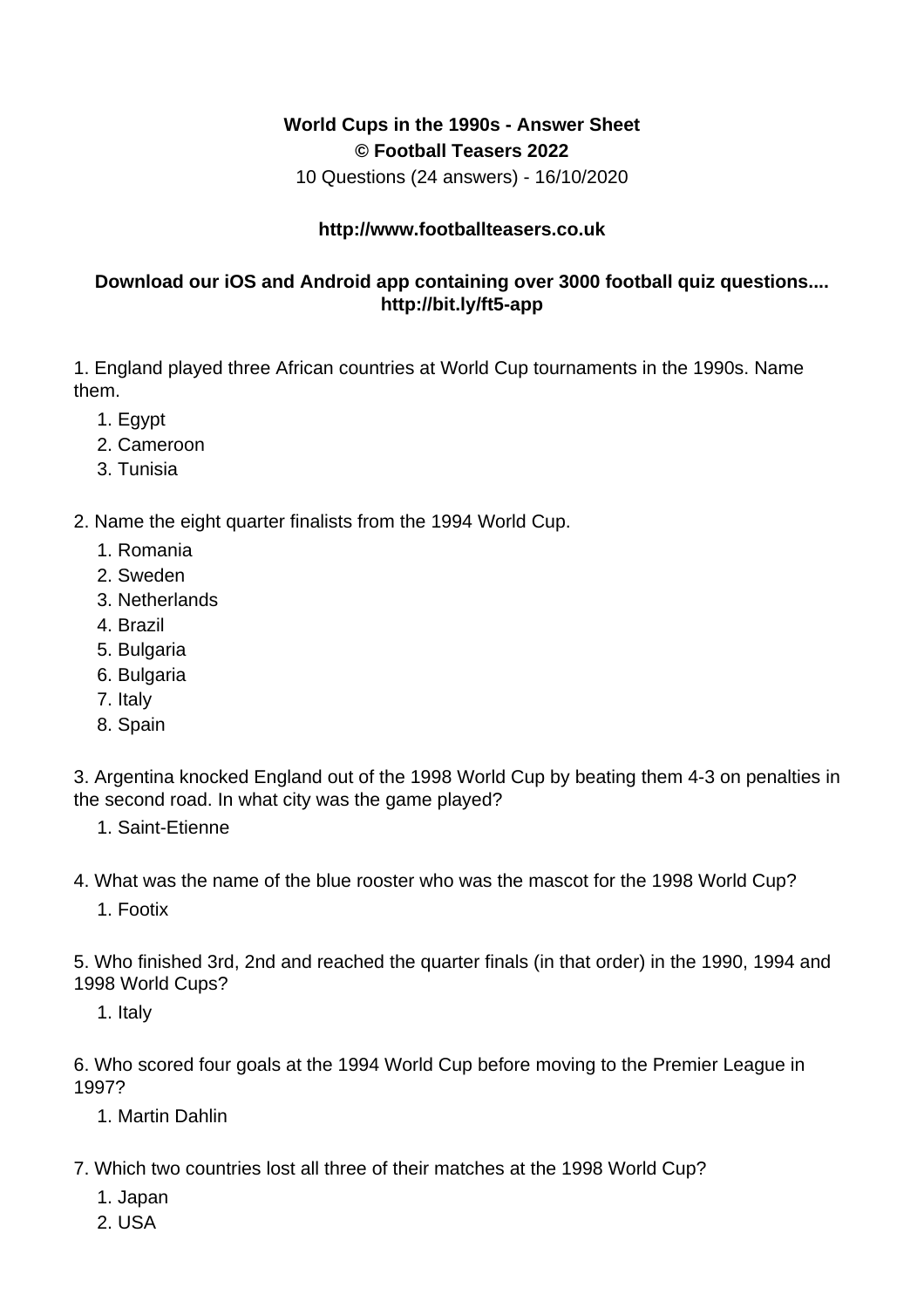**World Cups in the 1990s - Answer Sheet**
**© Football Teasers 2022**
10 Questions (24 answers) - 16/10/2020

**http://www.footballteasers.co.uk**

**Download our iOS and Android app containing over 3000 football quiz questions.... http://bit.ly/ft5-app**

1. England played three African countries at World Cup tournaments in the 1990s. Name them.
    1. Egypt
    2. Cameroon
    3. Tunisia

2. Name the eight quarter finalists from the 1994 World Cup.
    1. Romania
    2. Sweden
    3. Netherlands
    4. Brazil
    5. Bulgaria
    6. Bulgaria
    7. Italy
    8. Spain

3. Argentina knocked England out of the 1998 World Cup by beating them 4-3 on penalties in the second road. In what city was the game played?
    1. Saint-Etienne

4. What was the name of the blue rooster who was the mascot for the 1998 World Cup?
    1. Footix

5. Who finished 3rd, 2nd and reached the quarter finals (in that order) in the 1990, 1994 and 1998 World Cups?
    1. Italy

6. Who scored four goals at the 1994 World Cup before moving to the Premier League in 1997?
    1. Martin Dahlin

7. Which two countries lost all three of their matches at the 1998 World Cup?
    1. Japan
    2. USA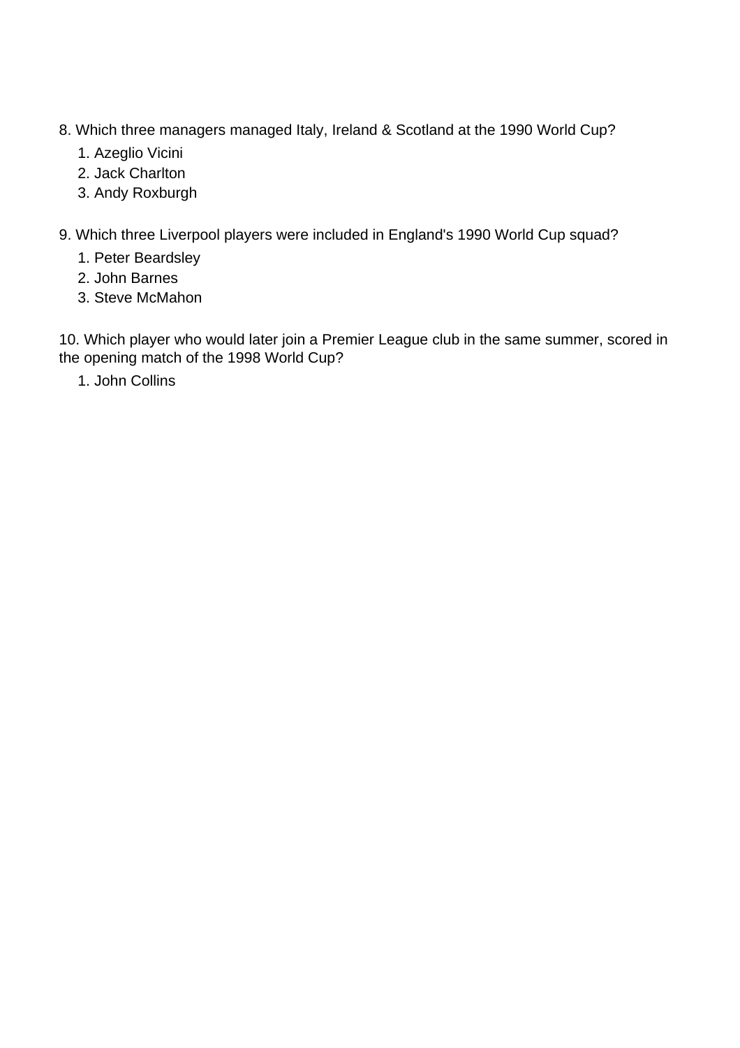8. Which three managers managed Italy, Ireland & Scotland at the 1990 World Cup?

   1. Azeglio Vicini
   2. Jack Charlton
   3. Andy Roxburgh

9. Which three Liverpool players were included in England's 1990 World Cup squad?

   1. Peter Beardsley
   2. John Barnes
   3. Steve McMahon

10. Which player who would later join a Premier League club in the same summer, scored in the opening match of the 1998 World Cup?

    1. John Collins